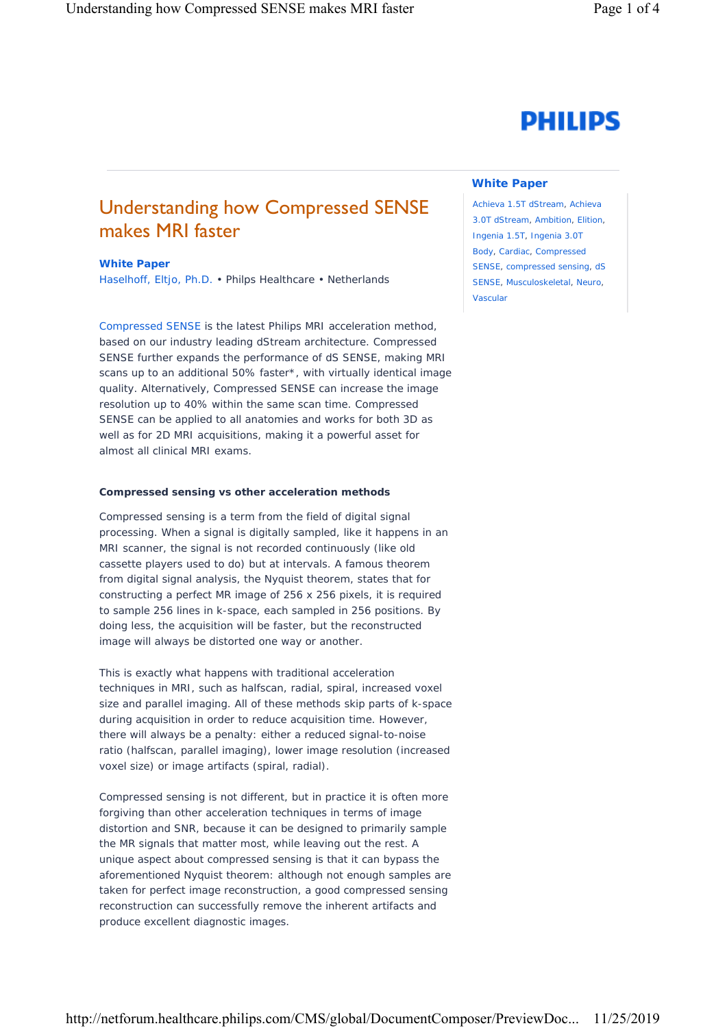PHILIPS

# Understanding how Compressed SENSE makes MRI faster

**White Paper**

Haselhoff, Eltjo, Ph.D. • Philips Healthcare • Netherlands

**White Paper**

Achieva 1.5T dStream, Achieva 3.0T dStream, Ambition, Elition, Ingenia 1.5T, Ingenia 3.0T Body, Cardiac, Compressed SENSE, compressed sensing, dS SENSE, Musculoskeletal, Neuro, Vascular

Compressed SENSE is the latest Philips MRI acceleration method, based on our industry leading dStream architecture. Compressed SENSE further expands the performance of dS SENSE, making MRI scans up to an additional 50% faster*, with virtually identical image quality. Alternatively, Compressed SENSE can increase the image resolution up to 40% within the same scan time. Compressed SENSE can be applied to all anatomies and works for both 3D as well as for 2D MRI acquisitions, making it a powerful asset for almost all clinical MRI exams.

#### Compressed sensing vs other acceleration methods

Compressed sensing is a term from the field of digital signal processing. When a signal is digitally sampled, like it happens in an MRI scanner, the signal is not recorded continuously (like old cassette players used to do) but at intervals. A famous theorem from digital signal analysis, the Nyquist theorem, states that for constructing a perfect MR image of 256 x 256 pixels, it is required to sample 256 lines in k-space, each sampled in 256 positions. By doing less, the acquisition will be faster, but the reconstructed image will always be distorted one way or another.

This is exactly what happens with traditional acceleration techniques in MRI, such as halfscan, radial, spiral, increased voxel size and parallel imaging. All of these methods skip parts of k-space during acquisition in order to reduce acquisition time. However, there will always be a penalty: either a reduced signal-to-noise ratio (halfscan, parallel imaging), lower image resolution (increased voxel size) or image artifacts (spiral, radial).

Compressed sensing is not different, but in practice it is often more forgiving than other acceleration techniques in terms of image distortion and SNR, because it can be designed to primarily sample the MR signals that matter most, while leaving out the rest. A unique aspect about compressed sensing is that it can bypass the aforementioned Nyquist theorem: although not enough samples are taken for perfect image reconstruction, a good compressed sensing reconstruction can successfully remove the inherent artifacts and produce excellent diagnostic images.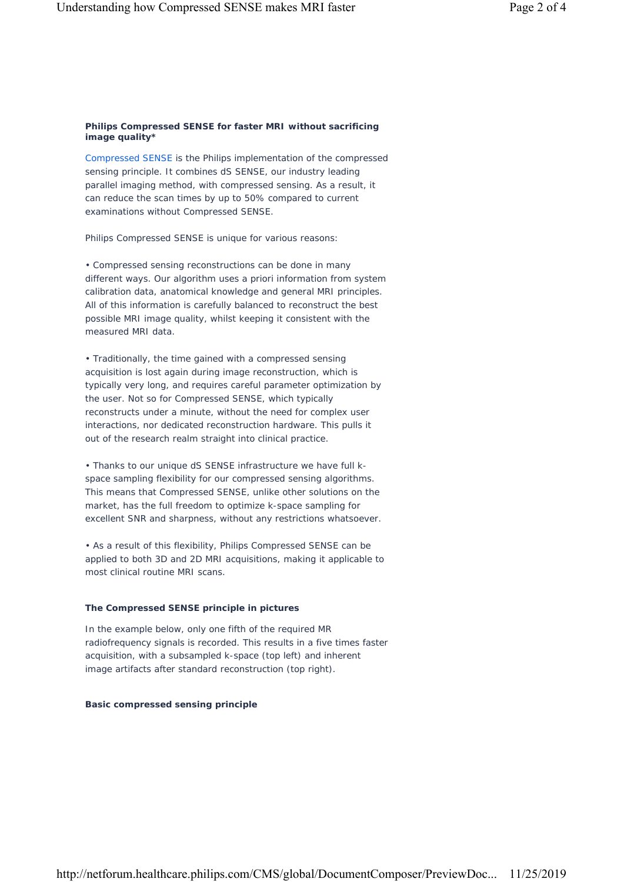**Philips Compressed SENSE for faster MRI without sacrificing image quality***

Compressed SENSE is the Philips implementation of the compressed sensing principle. It combines dS SENSE, our industry leading parallel imaging method, with compressed sensing. As a result, it can reduce the scan times by up to 50% compared to current examinations without Compressed SENSE.

Philips Compressed SENSE is unique for various reasons:

- Compressed sensing reconstructions can be done in many different ways. Our algorithm uses a priori information from system calibration data, anatomical knowledge and general MRI principles. All of this information is carefully balanced to reconstruct the best possible MRI image quality, whilst keeping it consistent with the measured MRI data.

- Traditionally, the time gained with a compressed sensing acquisition is lost again during image reconstruction, which is typically very long, and requires careful parameter optimization by the user. Not so for Compressed SENSE, which typically reconstructs under a minute, without the need for complex user interactions, nor dedicated reconstruction hardware. This pulls it out of the research realm straight into clinical practice.

- Thanks to our unique dS SENSE infrastructure we have full k-space sampling flexibility for our compressed sensing algorithms. This means that Compressed SENSE, unlike other solutions on the market, has the full freedom to optimize k-space sampling for excellent SNR and sharpness, without any restrictions whatsoever.

- As a result of this flexibility, Philips Compressed SENSE can be applied to both 3D and 2D MRI acquisitions, making it applicable to most clinical routine MRI scans.

**The Compressed SENSE principle in pictures**

In the example below, only one fifth of the required MR radiofrequency signals is recorded. This results in a five times faster acquisition, with a subsampled k-space (top left) and inherent image artifacts after standard reconstruction (top right).

**Basic compressed sensing principle**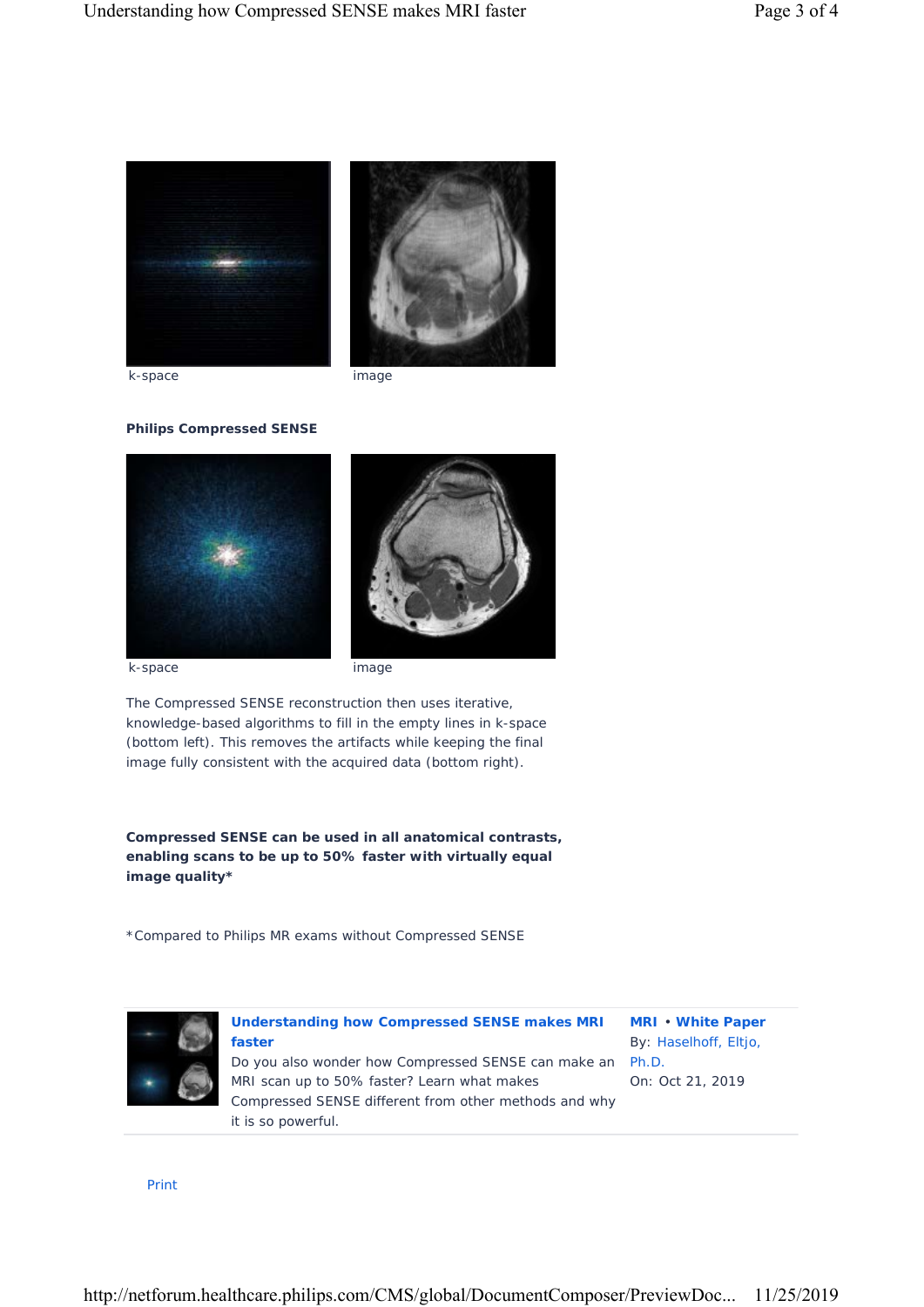k-space

image

**Philips Compressed SENSE**

k-space

image

The Compressed SENSE reconstruction then uses iterative, knowledge-based algorithms to fill in the empty lines in k-space (bottom left). This removes the artifacts while keeping the final image fully consistent with the acquired data (bottom right).

**Compressed SENSE can be used in all anatomical contrasts, enabling scans to be up to 50% faster with virtually equal image quality***

*Compared to Philips MR exams without Compressed SENSE

**Understanding how Compressed SENSE makes MRI faster**

Do you also wonder how Compressed SENSE can make an MRI scan up to 50% faster? Learn what makes Compressed SENSE different from other methods and why it is so powerful.

**MRI** • **White Paper**

By: Haselhoff, Eltjo, Ph.D.

On: Oct 21, 2019

Print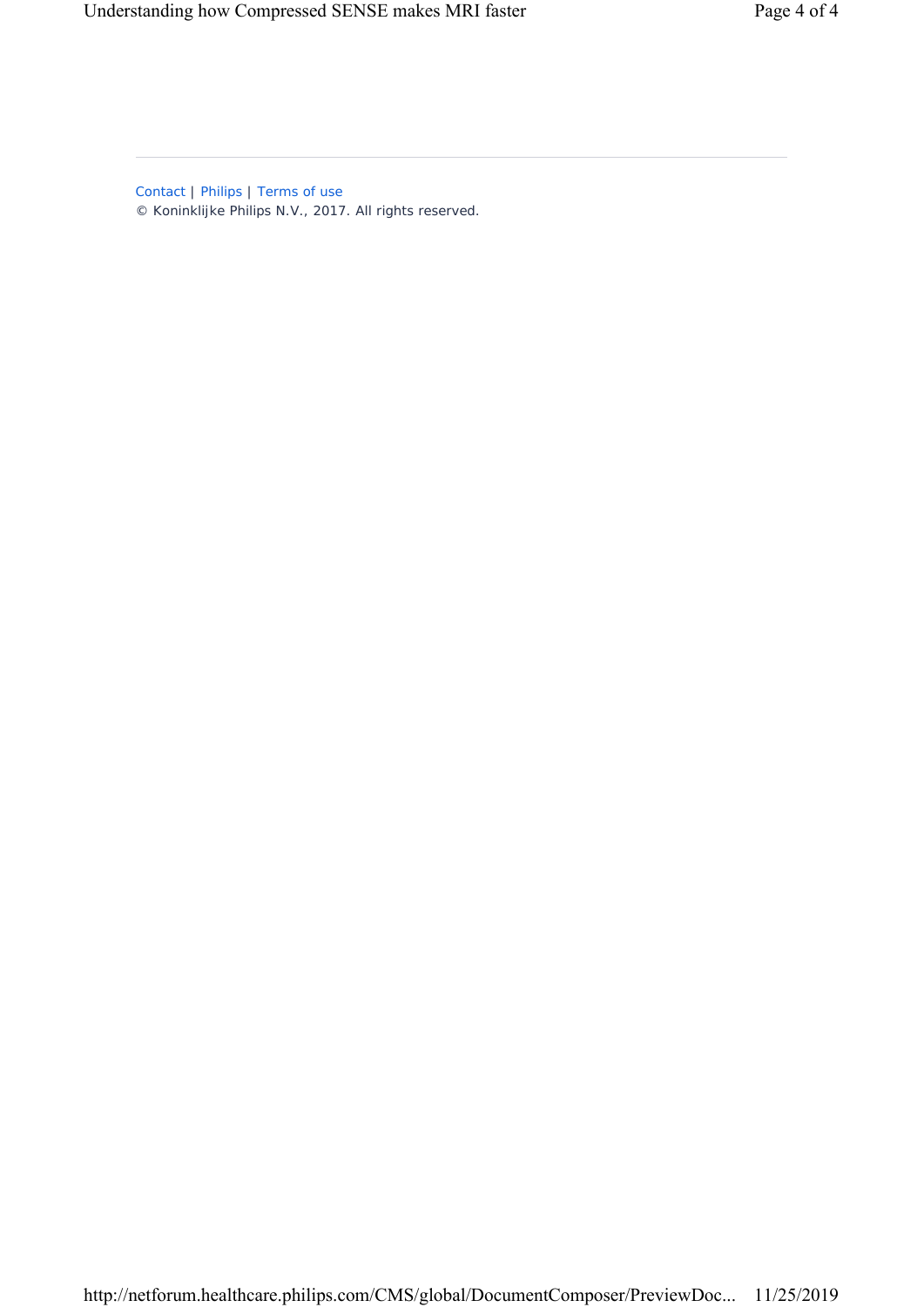Contact | Philips | Terms of use
© Koninklijke Philips N.V., 2017. All rights reserved.